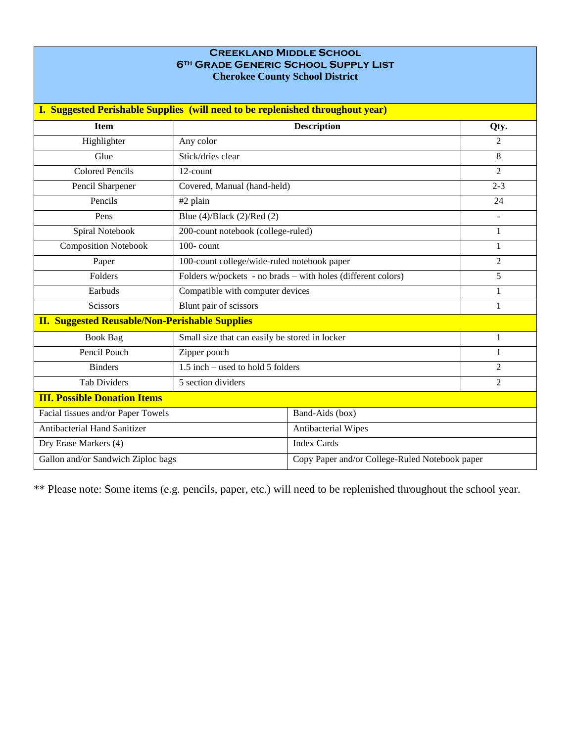# Creekland Middle School
## 6th Grade Generic School Supply List
### Cherokee County School District

**I. Suggested Perishable Supplies (will need to be replenished throughout year)**

| Item | Description | Qty. |
|---|---|---|
| Highlighter | Any color | 2 |
| Glue | Stick/dries clear | 8 |
| Colored Pencils | 12-count | 2 |
| Pencil Sharpener | Covered, Manual (hand-held) | 2-3 |
| Pencils | #2 plain | 24 |
| Pens | Blue (4)/Black (2)/Red (2) | - |
| Spiral Notebook | 200-count notebook (college-ruled) | 1 |
| Composition Notebook | 100- count | 1 |
| Paper | 100-count college/wide-ruled notebook paper | 2 |
| Folders | Folders w/pockets - no brads – with holes (different colors) | 5 |
| Earbuds | Compatible with computer devices | 1 |
| Scissors | Blunt pair of scissors | 1 |

**II. Suggested Reusable/Non-Perishable Supplies**

| Item | Description | Qty. |
|---|---|---|
| Book Bag | Small size that can easily be stored in locker | 1 |
| Pencil Pouch | Zipper pouch | 1 |
| Binders | 1.5 inch – used to hold 5 folders | 2 |
| Tab Dividers | 5 section dividers | 2 |

**III. Possible Donation Items**

| | |
|---|---|
| Facial tissues and/or Paper Towels | Band-Aids (box) |
| Antibacterial Hand Sanitizer | Antibacterial Wipes |
| Dry Erase Markers (4) | Index Cards |
| Gallon and/or Sandwich Ziploc bags | Copy Paper and/or College-Ruled Notebook paper |

** Please note: Some items (e.g. pencils, paper, etc.) will need to be replenished throughout the school year.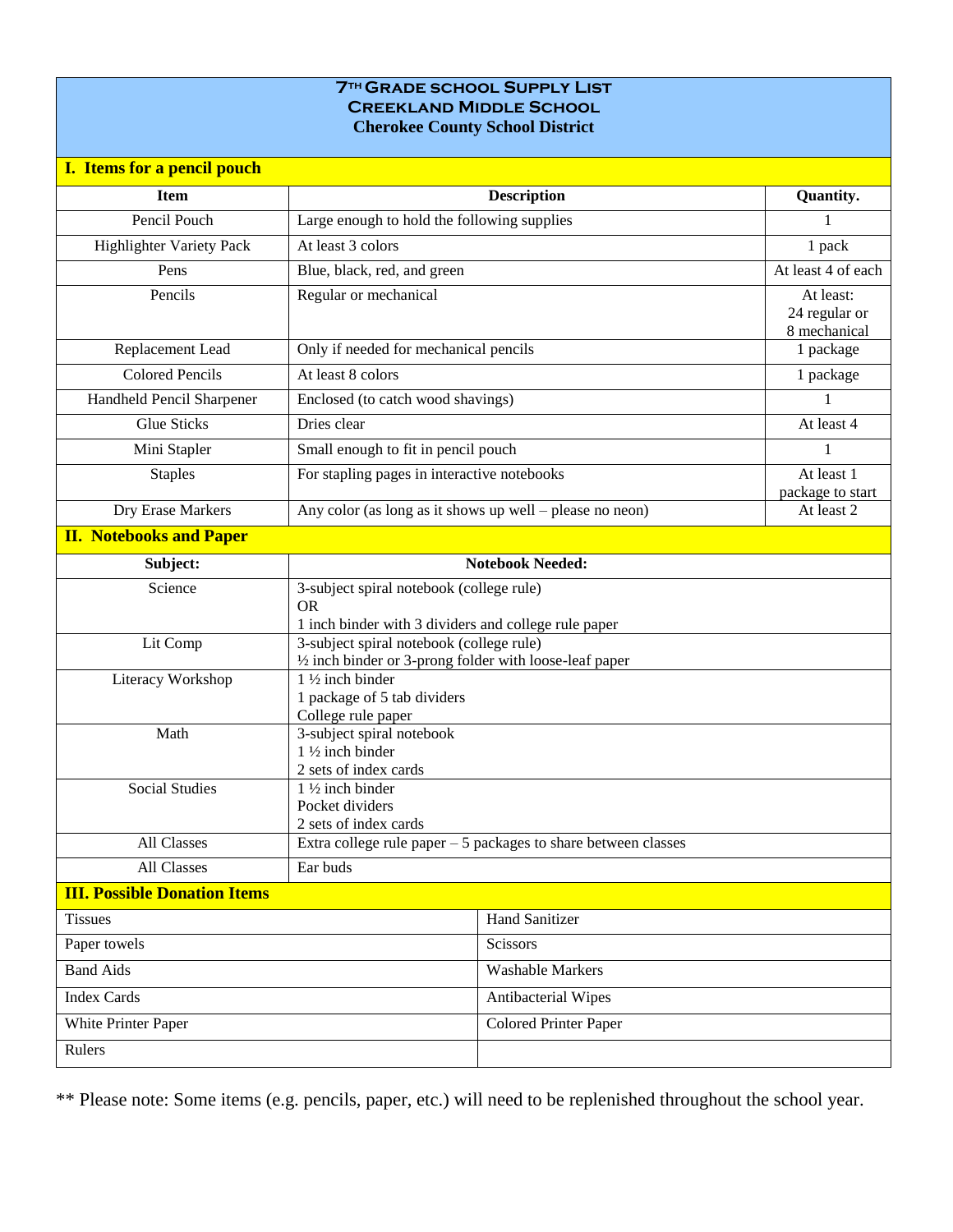# 7TH GRADE SCHOOL SUPPLY LIST
## CREEKLAND MIDDLE SCHOOL
## Cherokee County School District

### I. Items for a pencil pouch

| Item | Description | Quantity. |
|---|---|---|
| Pencil Pouch | Large enough to hold the following supplies | 1 |
| Highlighter Variety Pack | At least 3 colors | 1 pack |
| Pens | Blue, black, red, and green | At least 4 of each |
| Pencils | Regular or mechanical | At least: 24 regular or 8 mechanical |
| Replacement Lead | Only if needed for mechanical pencils | 1 package |
| Colored Pencils | At least 8 colors | 1 package |
| Handheld Pencil Sharpener | Enclosed (to catch wood shavings) | 1 |
| Glue Sticks | Dries clear | At least 4 |
| Mini Stapler | Small enough to fit in pencil pouch | 1 |
| Staples | For stapling pages in interactive notebooks | At least 1 package to start |
| Dry Erase Markers | Any color (as long as it shows up well – please no neon) | At least 2 |

### II. Notebooks and Paper

| Subject: | Notebook Needed: |
|---|---|
| Science | 3-subject spiral notebook (college rule)<br>OR<br>1 inch binder with 3 dividers and college rule paper |
| Lit Comp | 3-subject spiral notebook (college rule)<br>½ inch binder or 3-prong folder with loose-leaf paper |
| Literacy Workshop | 1 ½ inch binder<br>1 package of 5 tab dividers<br>College rule paper |
| Math | 3-subject spiral notebook<br>1 ½ inch binder<br>2 sets of index cards |
| Social Studies | 1 ½ inch binder<br>Pocket dividers<br>2 sets of index cards |
| All Classes | Extra college rule paper – 5 packages to share between classes |
| All Classes | Ear buds |

### III. Possible Donation Items

| | |
|---|---|
| Tissues | Hand Sanitizer |
| Paper towels | Scissors |
| Band Aids | Washable Markers |
| Index Cards | Antibacterial Wipes |
| White Printer Paper | Colored Printer Paper |
| Rulers | |

** Please note: Some items (e.g. pencils, paper, etc.) will need to be replenished throughout the school year.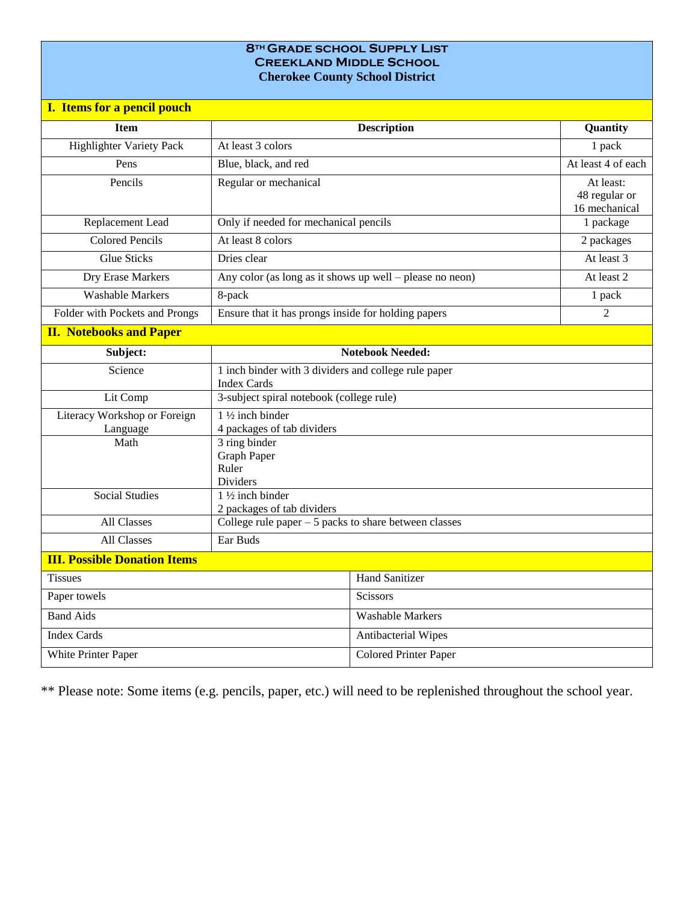# 8TH GRADE SCHOOL SUPPLY LIST
# CREEKLAND MIDDLE SCHOOL
## Cherokee County School District

### I. Items for a pencil pouch

| Item | Description | Quantity |
|---|---|---|
| Highlighter Variety Pack | At least 3 colors | 1 pack |
| Pens | Blue, black, and red | At least 4 of each |
| Pencils | Regular or mechanical | At least:<br>48 regular or<br>16 mechanical |
| Replacement Lead | Only if needed for mechanical pencils | 1 package |
| Colored Pencils | At least 8 colors | 2 packages |
| Glue Sticks | Dries clear | At least 3 |
| Dry Erase Markers | Any color (as long as it shows up well – please no neon) | At least 2 |
| Washable Markers | 8-pack | 1 pack |
| Folder with Pockets and Prongs | Ensure that it has prongs inside for holding papers | 2 |

### II. Notebooks and Paper

| Subject: | Notebook Needed: |
|---|---|
| Science | 1 inch binder with 3 dividers and college rule paper<br>Index Cards |
| Lit Comp | 3-subject spiral notebook (college rule) |
| Literacy Workshop or Foreign Language | 1 ½ inch binder<br>4 packages of tab dividers |
| Math | 3 ring binder<br>Graph Paper<br>Ruler<br>Dividers |
| Social Studies | 1 ½ inch binder<br>2 packages of tab dividers |
| All Classes | College rule paper – 5 packs to share between classes |
| All Classes | Ear Buds |

### III. Possible Donation Items

| | |
|---|---|
| Tissues | Hand Sanitizer |
| Paper towels | Scissors |
| Band Aids | Washable Markers |
| Index Cards | Antibacterial Wipes |
| White Printer Paper | Colored Printer Paper |

** Please note: Some items (e.g. pencils, paper, etc.) will need to be replenished throughout the school year.